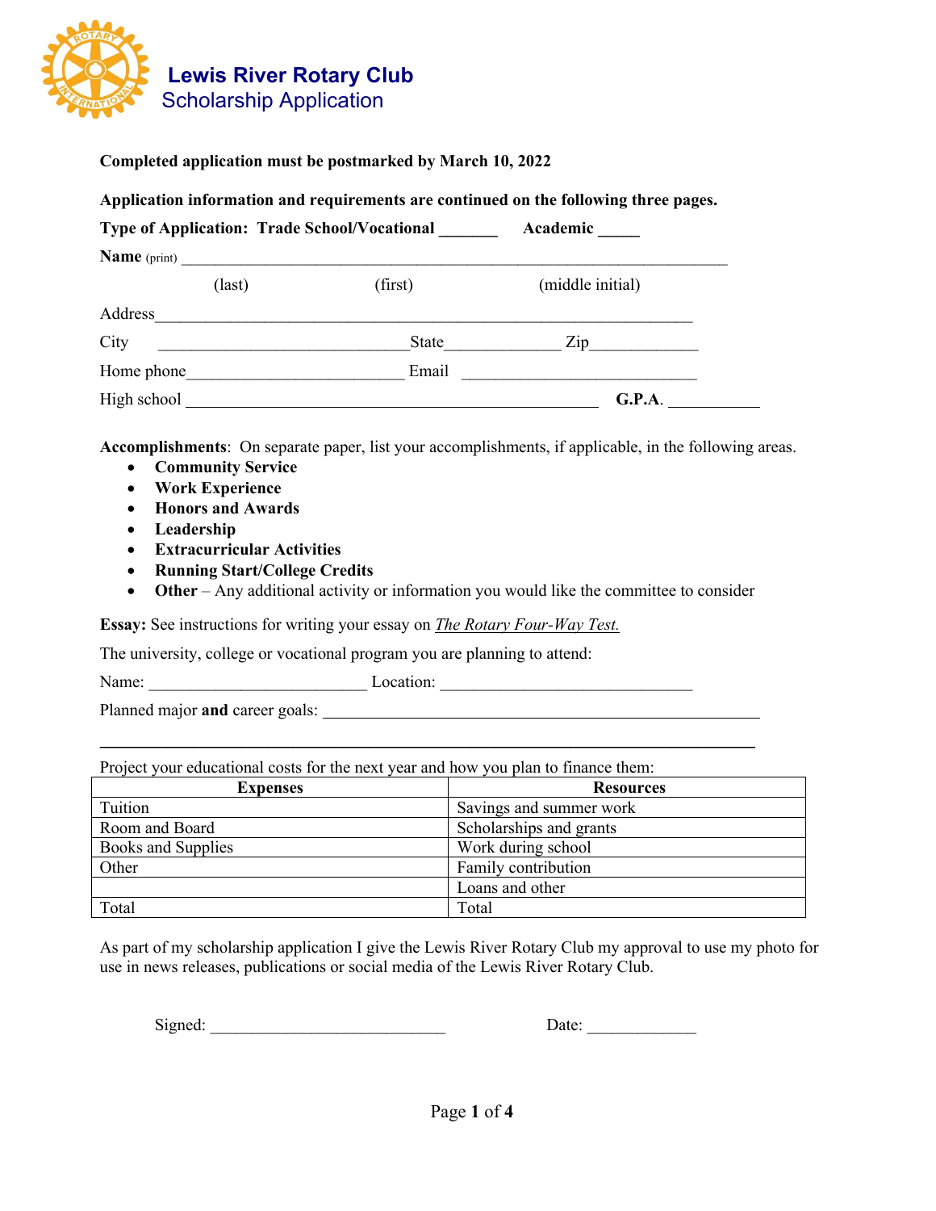# Lewis River Rotary Club
## Scholarship Application

**Completed application must be postmarked by March 10, 2022**

**Application information and requirements are continued on the following three pages.**

**Type of Application: Trade School/Vocational _______ Academic _____**

**Name** (print) ____________________________________________________________________

(last) (first) (middle initial)

Address______________________________________________________________

City ______________________________ State_____________ Zip____________

Home phone_________________________ Email ___________________________

High school ________________________________________________ **G.P.A.** ___________

**Accomplishments**: On separate paper, list your accomplishments, if applicable, in the following areas.

- **Community Service**
- **Work Experience**
- **Honors and Awards**
- **Leadership**
- **Extracurricular Activities**
- **Running Start/College Credits**
- **Other** – Any additional activity or information you would like the committee to consider

**Essay:** See instructions for writing your essay on *The Rotary Four-Way Test.*

The university, college or vocational program you are planning to attend:

Name: _________________________ Location: _____________________________

Planned major **and** career goals: ___________________________________________________

______________________________________________________________________________

Project your educational costs for the next year and how you plan to finance them:

| Expenses | Resources |
|---|---|
| Tuition | Savings and summer work |
| Room and Board | Scholarships and grants |
| Books and Supplies | Work during school |
| Other | Family contribution |
| | Loans and other |
| Total | Total |

As part of my scholarship application I give the Lewis River Rotary Club my approval to use my photo for use in news releases, publications or social media of the Lewis River Rotary Club.

Signed: ____________________________ Date: _____________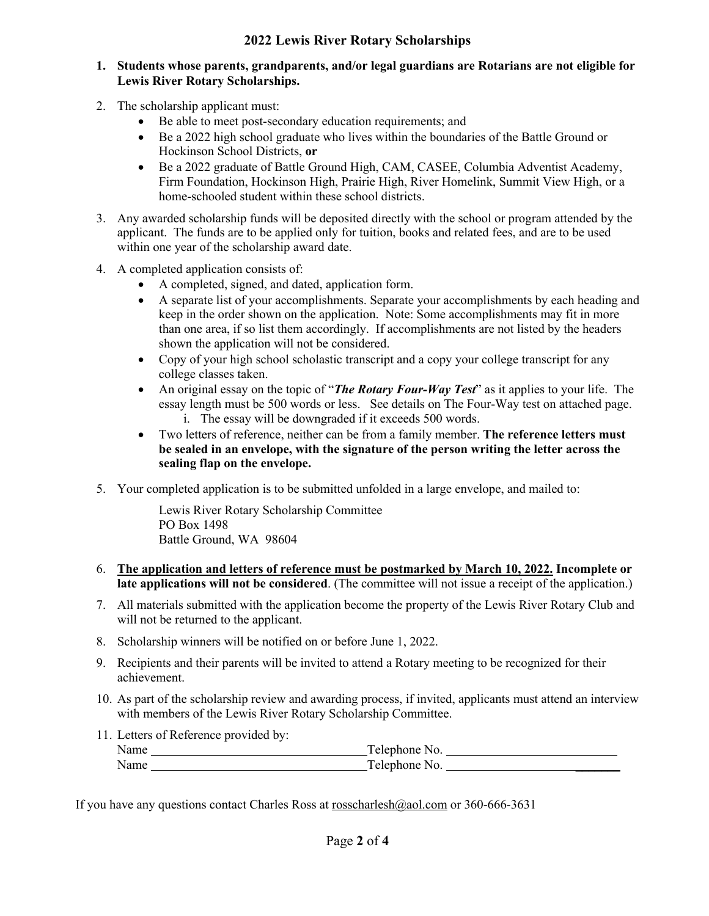## 2022 Lewis River Rotary Scholarships

1. **Students whose parents, grandparents, and/or legal guardians are Rotarians are not eligible for Lewis River Rotary Scholarships.**

2. The scholarship applicant must:
   - Be able to meet post-secondary education requirements; and
   - Be a 2022 high school graduate who lives within the boundaries of the Battle Ground or Hockinson School Districts, **or**
   - Be a 2022 graduate of Battle Ground High, CAM, CASEE, Columbia Adventist Academy, Firm Foundation, Hockinson High, Prairie High, River Homelink, Summit View High, or a home-schooled student within these school districts.

3. Any awarded scholarship funds will be deposited directly with the school or program attended by the applicant. The funds are to be applied only for tuition, books and related fees, and are to be used within one year of the scholarship award date.

4. A completed application consists of:
   - A completed, signed, and dated, application form.
   - A separate list of your accomplishments. Separate your accomplishments by each heading and keep in the order shown on the application. Note: Some accomplishments may fit in more than one area, if so list them accordingly. If accomplishments are not listed by the headers shown the application will not be considered.
   - Copy of your high school scholastic transcript and a copy your college transcript for any college classes taken.
   - An original essay on the topic of "***The Rotary Four-Way Test***" as it applies to your life. The essay length must be 500 words or less. See details on The Four-Way test on attached page.
     i. The essay will be downgraded if it exceeds 500 words.
   - Two letters of reference, neither can be from a family member. **The reference letters must be sealed in an envelope, with the signature of the person writing the letter across the sealing flap on the envelope.**

5. Your completed application is to be submitted unfolded in a large envelope, and mailed to:

   Lewis River Rotary Scholarship Committee
   PO Box 1498
   Battle Ground, WA 98604

6. **The application and letters of reference must be postmarked by March 10, 2022. Incomplete or late applications will not be considered**. (The committee will not issue a receipt of the application.)

7. All materials submitted with the application become the property of the Lewis River Rotary Club and will not be returned to the applicant.

8. Scholarship winners will be notified on or before June 1, 2022.

9. Recipients and their parents will be invited to attend a Rotary meeting to be recognized for their achievement.

10. As part of the scholarship review and awarding process, if invited, applicants must attend an interview with members of the Lewis River Rotary Scholarship Committee.

11. Letters of Reference provided by:
    Name ______________________________ Telephone No. ______________________
    Name ______________________________ Telephone No. ______________________

If you have any questions contact Charles Ross at rosscharlesh@aol.com or 360-666-3631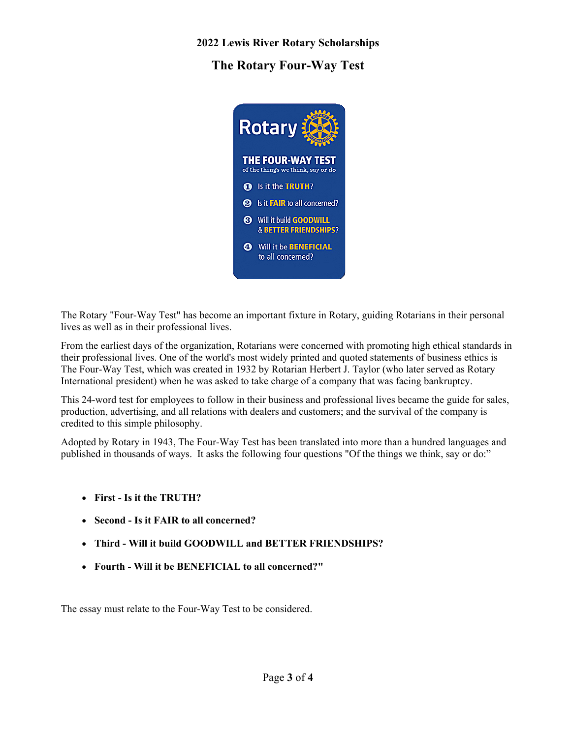## 2022 Lewis River Rotary Scholarships

# The Rotary Four-Way Test

Rotary

THE FOUR-WAY TEST
of the things we think, say or do

1. Is it the TRUTH?
2. Is it FAIR to all concerned?
3. Will it build GOODWILL & BETTER FRIENDSHIPS?
4. Will it be BENEFICIAL to all concerned?

The Rotary "Four-Way Test" has become an important fixture in Rotary, guiding Rotarians in their personal lives as well as in their professional lives.

From the earliest days of the organization, Rotarians were concerned with promoting high ethical standards in their professional lives. One of the world's most widely printed and quoted statements of business ethics is The Four-Way Test, which was created in 1932 by Rotarian Herbert J. Taylor (who later served as Rotary International president) when he was asked to take charge of a company that was facing bankruptcy.

This 24-word test for employees to follow in their business and professional lives became the guide for sales, production, advertising, and all relations with dealers and customers; and the survival of the company is credited to this simple philosophy.

Adopted by Rotary in 1943, The Four-Way Test has been translated into more than a hundred languages and published in thousands of ways. It asks the following four questions "Of the things we think, say or do:"

- **First - Is it the TRUTH?**
- **Second - Is it FAIR to all concerned?**
- **Third - Will it build GOODWILL and BETTER FRIENDSHIPS?**
- **Fourth - Will it be BENEFICIAL to all concerned?"**

The essay must relate to the Four-Way Test to be considered.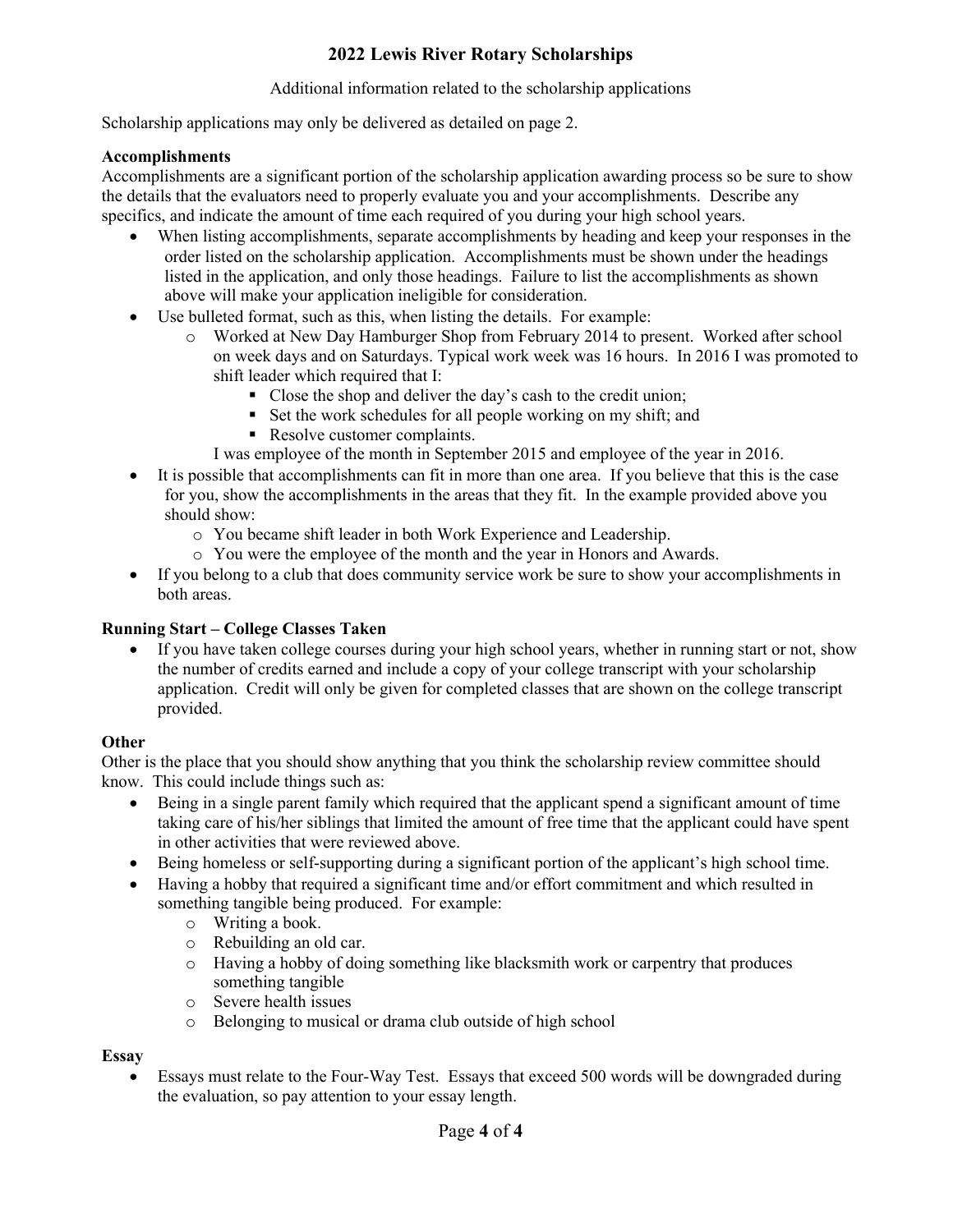# 2022 Lewis River Rotary Scholarships

Additional information related to the scholarship applications

Scholarship applications may only be delivered as detailed on page 2.

**Accomplishments**

Accomplishments are a significant portion of the scholarship application awarding process so be sure to show the details that the evaluators need to properly evaluate you and your accomplishments. Describe any specifics, and indicate the amount of time each required of you during your high school years.

- When listing accomplishments, separate accomplishments by heading and keep your responses in the order listed on the scholarship application. Accomplishments must be shown under the headings listed in the application, and only those headings. Failure to list the accomplishments as shown above will make your application ineligible for consideration.
- Use bulleted format, such as this, when listing the details. For example:
  - Worked at New Day Hamburger Shop from February 2014 to present. Worked after school on week days and on Saturdays. Typical work week was 16 hours. In 2016 I was promoted to shift leader which required that I:
    - Close the shop and deliver the day's cash to the credit union;
    - Set the work schedules for all people working on my shift; and
    - Resolve customer complaints.

    I was employee of the month in September 2015 and employee of the year in 2016.
- It is possible that accomplishments can fit in more than one area. If you believe that this is the case for you, show the accomplishments in the areas that they fit. In the example provided above you should show:
  - You became shift leader in both Work Experience and Leadership.
  - You were the employee of the month and the year in Honors and Awards.
- If you belong to a club that does community service work be sure to show your accomplishments in both areas.

**Running Start – College Classes Taken**

- If you have taken college courses during your high school years, whether in running start or not, show the number of credits earned and include a copy of your college transcript with your scholarship application. Credit will only be given for completed classes that are shown on the college transcript provided.

**Other**

Other is the place that you should show anything that you think the scholarship review committee should know. This could include things such as:

- Being in a single parent family which required that the applicant spend a significant amount of time taking care of his/her siblings that limited the amount of free time that the applicant could have spent in other activities that were reviewed above.
- Being homeless or self-supporting during a significant portion of the applicant's high school time.
- Having a hobby that required a significant time and/or effort commitment and which resulted in something tangible being produced. For example:
  - Writing a book.
  - Rebuilding an old car.
  - Having a hobby of doing something like blacksmith work or carpentry that produces something tangible
  - Severe health issues
  - Belonging to musical or drama club outside of high school

**Essay**

- Essays must relate to the Four-Way Test. Essays that exceed 500 words will be downgraded during the evaluation, so pay attention to your essay length.